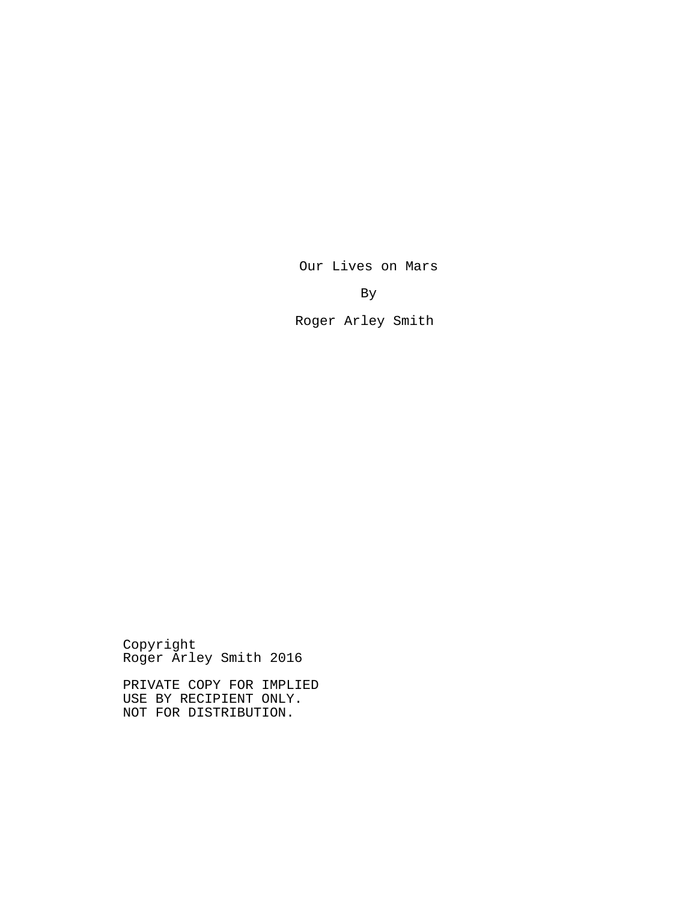# Our Lives on Mars

By

Roger Arley Smith

Copyright
Roger Arley Smith 2016

PRIVATE COPY FOR IMPLIED
USE BY RECIPIENT ONLY.
NOT FOR DISTRIBUTION.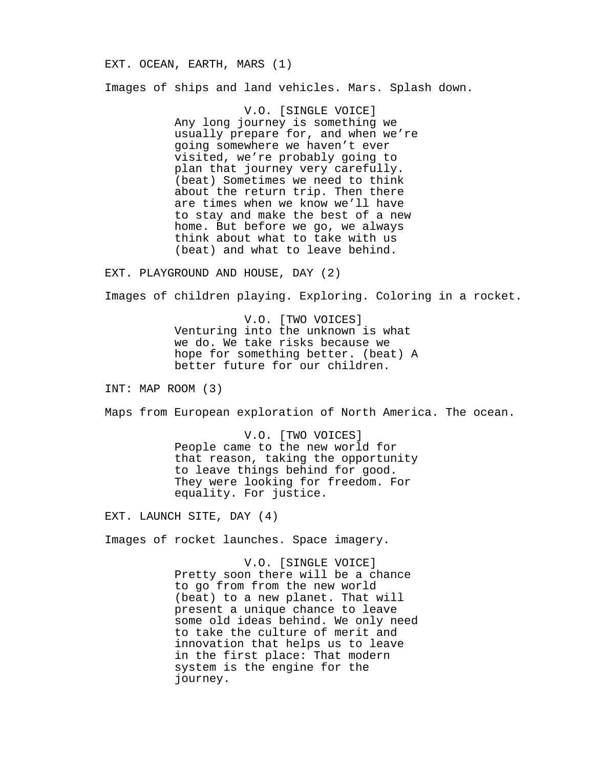EXT. OCEAN, EARTH, MARS (1)

Images of ships and land vehicles. Mars. Splash down.

V.O. [SINGLE VOICE]

Any long journey is something we usually prepare for, and when we're going somewhere we haven't ever visited, we're probably going to plan that journey very carefully. (beat) Sometimes we need to think about the return trip. Then there are times when we know we'll have to stay and make the best of a new home. But before we go, we always think about what to take with us (beat) and what to leave behind.

EXT. PLAYGROUND AND HOUSE, DAY (2)

Images of children playing. Exploring. Coloring in a rocket.

V.O. [TWO VOICES]

Venturing into the unknown is what we do. We take risks because we hope for something better. (beat) A better future for our children.

INT: MAP ROOM (3)

Maps from European exploration of North America. The ocean.

V.O. [TWO VOICES]

People came to the new world for that reason, taking the opportunity to leave things behind for good. They were looking for freedom. For equality. For justice.

EXT. LAUNCH SITE, DAY (4)

Images of rocket launches. Space imagery.

V.O. [SINGLE VOICE]

Pretty soon there will be a chance to go from from the new world (beat) to a new planet. That will present a unique chance to leave some old ideas behind. We only need to take the culture of merit and innovation that helps us to leave in the first place: That modern system is the engine for the journey.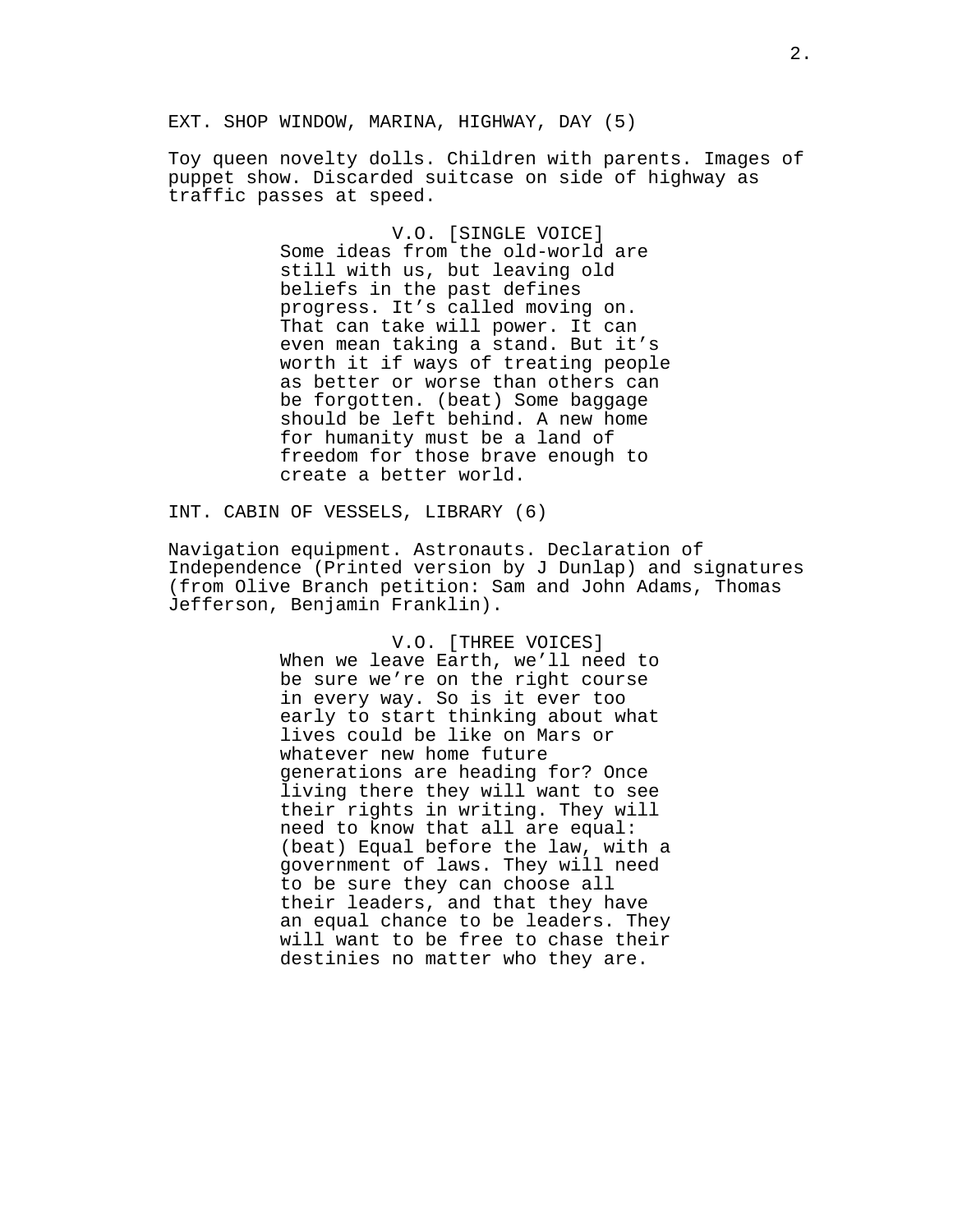EXT. SHOP WINDOW, MARINA, HIGHWAY, DAY (5)

Toy queen novelty dolls. Children with parents. Images of puppet show. Discarded suitcase on side of highway as traffic passes at speed.

V.O. [SINGLE VOICE]

Some ideas from the old-world are still with us, but leaving old beliefs in the past defines progress. It’s called moving on. That can take will power. It can even mean taking a stand. But it’s worth it if ways of treating people as better or worse than others can be forgotten. (beat) Some baggage should be left behind. A new home for humanity must be a land of freedom for those brave enough to create a better world.

INT. CABIN OF VESSELS, LIBRARY (6)

Navigation equipment. Astronauts. Declaration of Independence (Printed version by J Dunlap) and signatures (from Olive Branch petition: Sam and John Adams, Thomas Jefferson, Benjamin Franklin).

V.O. [THREE VOICES]

When we leave Earth, we’ll need to be sure we’re on the right course in every way. So is it ever too early to start thinking about what lives could be like on Mars or whatever new home future generations are heading for? Once living there they will want to see their rights in writing. They will need to know that all are equal: (beat) Equal before the law, with a government of laws. They will need to be sure they can choose all their leaders, and that they have an equal chance to be leaders. They will want to be free to chase their destinies no matter who they are.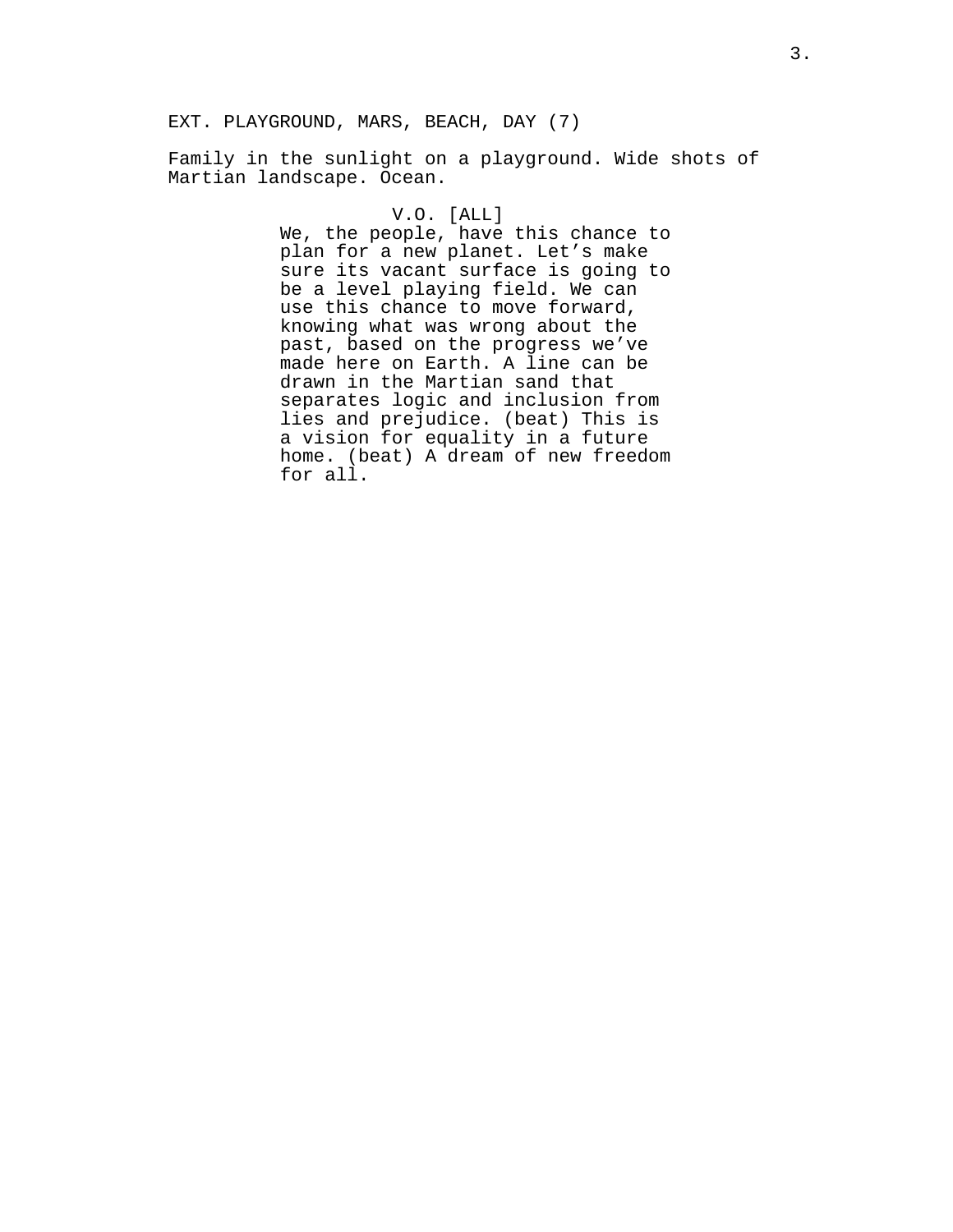EXT. PLAYGROUND, MARS, BEACH, DAY (7)

Family in the sunlight on a playground. Wide shots of Martian landscape. Ocean.

V.O. [ALL]

We, the people, have this chance to plan for a new planet. Let's make sure its vacant surface is going to be a level playing field. We can use this chance to move forward, knowing what was wrong about the past, based on the progress we've made here on Earth. A line can be drawn in the Martian sand that separates logic and inclusion from lies and prejudice. (beat) This is a vision for equality in a future home. (beat) A dream of new freedom for all.